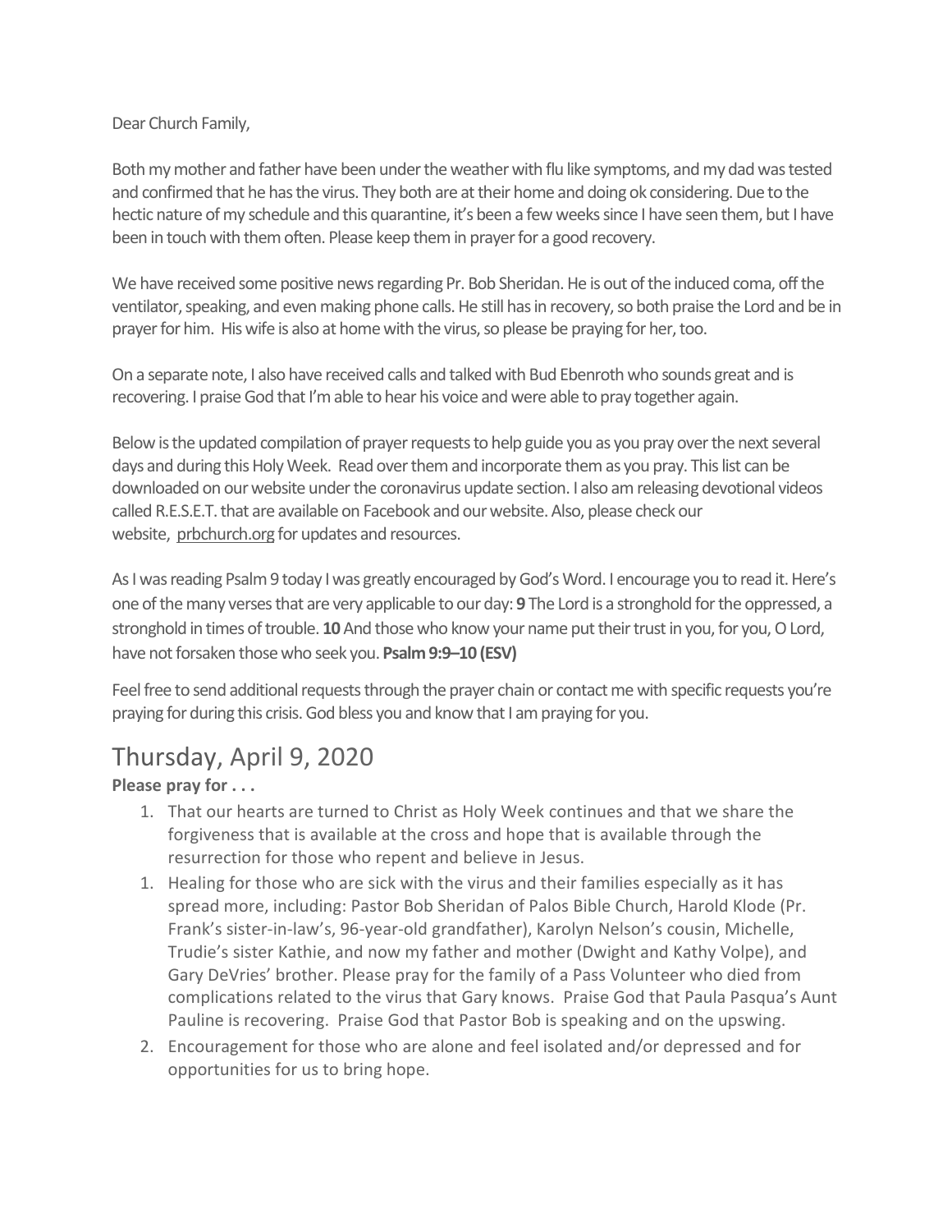Dear Church Family,

Both my mother and father have been under the weather with flu like symptoms, and my dad was tested and confirmed that he has the virus. They both are at their home and doing ok considering. Due to the hectic nature of my schedule and this quarantine, it's been a few weeks since I have seen them, but I have been in touch with them often. Please keep them in prayer for a good recovery.

We have received some positive news regarding Pr. Bob Sheridan. He is out of the induced coma, off the ventilator, speaking, and even making phone calls. He still has in recovery, so both praise the Lord and be in prayer for him. His wife is also at home with the virus, so please be praying for her, too.

On a separate note, I also have received calls and talked with Bud Ebenroth who sounds great and is recovering. I praise God that I'm able to hear his voice and were able to pray together again.

Below is the updated compilation of prayer requests to help guide you as you pray over the next several days and during this Holy Week. Read over them and incorporate them as you pray. This list can be downloaded on our website under the coronavirus update section. I also am releasing devotional videos called R.E.S.E.T. that are available on Facebook and our website. Also, please check our website, prbchurch.org for updates and resources.

As I was reading Psalm 9 today I was greatly encouraged by God's Word. I encourage you to read it. Here's one of the many verses that are very applicable to our day: **9** The Lord is a stronghold for the oppressed, a stronghold in times of trouble. **10** And those who know your name put their trust in you, for you, O Lord, have not forsaken those who seek you. **Psalm 9:9–10 (ESV)**

Feel free to send additional requests through the prayer chain or contact me with specific requests you're praying for during this crisis. God bless you and know that I am praying for you.

# Thursday, April 9, 2020

**Please pray for . . .**

1. That our hearts are turned to Christ as Holy Week continues and that we share the forgiveness that is available at the cross and hope that is available through the resurrection for those who repent and believe in Jesus.
1. Healing for those who are sick with the virus and their families especially as it has spread more, including: Pastor Bob Sheridan of Palos Bible Church, Harold Klode (Pr. Frank's sister-in-law's, 96-year-old grandfather), Karolyn Nelson's cousin, Michelle, Trudie's sister Kathie, and now my father and mother (Dwight and Kathy Volpe), and Gary DeVries' brother. Please pray for the family of a Pass Volunteer who died from complications related to the virus that Gary knows. Praise God that Paula Pasqua's Aunt Pauline is recovering. Praise God that Pastor Bob is speaking and on the upswing.
2. Encouragement for those who are alone and feel isolated and/or depressed and for opportunities for us to bring hope.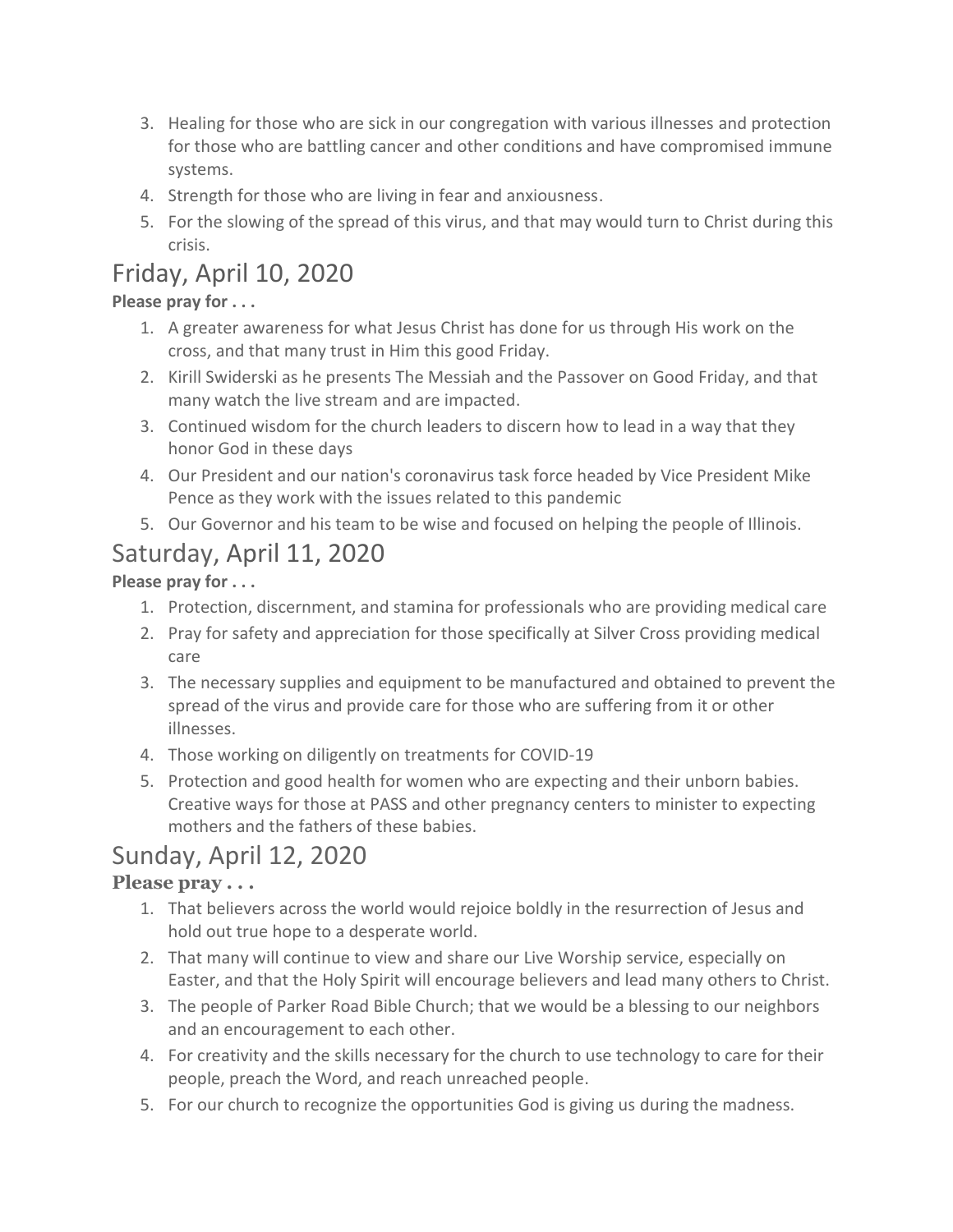3. Healing for those who are sick in our congregation with various illnesses and protection for those who are battling cancer and other conditions and have compromised immune systems.
4. Strength for those who are living in fear and anxiousness.
5. For the slowing of the spread of this virus, and that may would turn to Christ during this crisis.

## Friday, April 10, 2020

**Please pray for . . .**

1. A greater awareness for what Jesus Christ has done for us through His work on the cross, and that many trust in Him this good Friday.
2. Kirill Swiderski as he presents The Messiah and the Passover on Good Friday, and that many watch the live stream and are impacted.
3. Continued wisdom for the church leaders to discern how to lead in a way that they honor God in these days
4. Our President and our nation's coronavirus task force headed by Vice President Mike Pence as they work with the issues related to this pandemic
5. Our Governor and his team to be wise and focused on helping the people of Illinois.

## Saturday, April 11, 2020

**Please pray for . . .**

1. Protection, discernment, and stamina for professionals who are providing medical care
2. Pray for safety and appreciation for those specifically at Silver Cross providing medical care
3. The necessary supplies and equipment to be manufactured and obtained to prevent the spread of the virus and provide care for those who are suffering from it or other illnesses.
4. Those working on diligently on treatments for COVID-19
5. Protection and good health for women who are expecting and their unborn babies. Creative ways for those at PASS and other pregnancy centers to minister to expecting mothers and the fathers of these babies.

## Sunday, April 12, 2020

**Please pray . . .**

1. That believers across the world would rejoice boldly in the resurrection of Jesus and hold out true hope to a desperate world.
2. That many will continue to view and share our Live Worship service, especially on Easter, and that the Holy Spirit will encourage believers and lead many others to Christ.
3. The people of Parker Road Bible Church; that we would be a blessing to our neighbors and an encouragement to each other.
4. For creativity and the skills necessary for the church to use technology to care for their people, preach the Word, and reach unreached people.
5. For our church to recognize the opportunities God is giving us during the madness.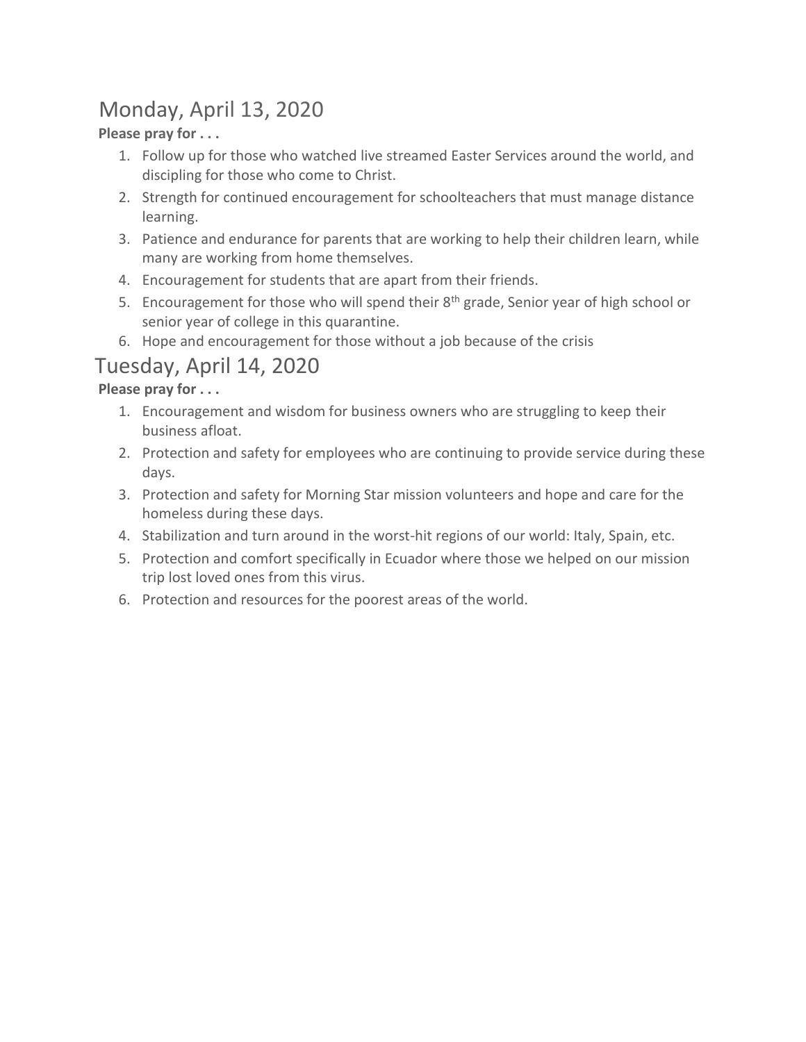# Monday, April 13, 2020

**Please pray for . . .**

1. Follow up for those who watched live streamed Easter Services around the world, and discipling for those who come to Christ.
2. Strength for continued encouragement for schoolteachers that must manage distance learning.
3. Patience and endurance for parents that are working to help their children learn, while many are working from home themselves.
4. Encouragement for students that are apart from their friends.
5. Encouragement for those who will spend their 8th grade, Senior year of high school or senior year of college in this quarantine.
6. Hope and encouragement for those without a job because of the crisis

# Tuesday, April 14, 2020

**Please pray for . . .**

1. Encouragement and wisdom for business owners who are struggling to keep their business afloat.
2. Protection and safety for employees who are continuing to provide service during these days.
3. Protection and safety for Morning Star mission volunteers and hope and care for the homeless during these days.
4. Stabilization and turn around in the worst-hit regions of our world: Italy, Spain, etc.
5. Protection and comfort specifically in Ecuador where those we helped on our mission trip lost loved ones from this virus.
6. Protection and resources for the poorest areas of the world.